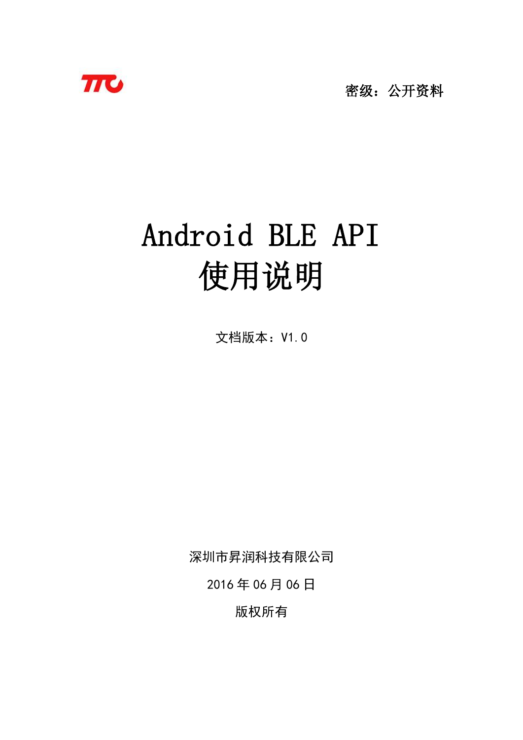密级：公开资料

# Android BLE API
# 使用说明

文档版本：V1.0

深圳市昇润科技有限公司

2016 年 06 月 06 日

版权所有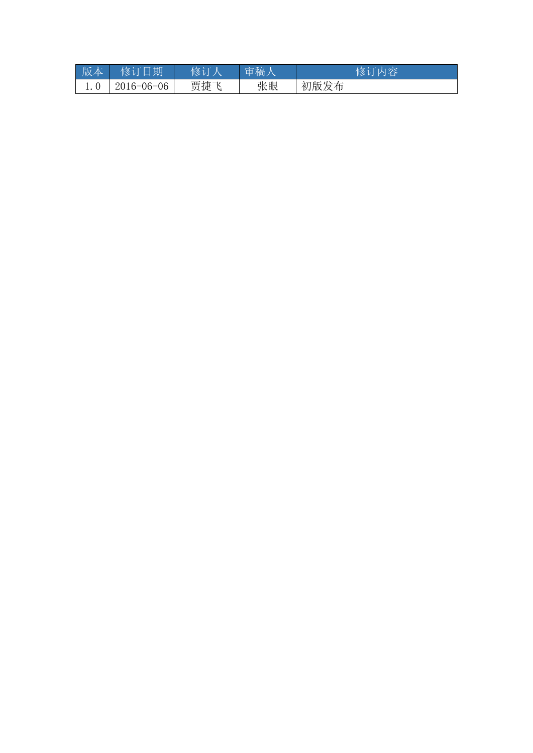| 版本 | 修订日期 | 修订人 | 审稿人 | 修订内容 |
| --- | --- | --- | --- | --- |
| 1.0 | 2016-06-06 | 贾捷飞 | 张眼 | 初版发布 |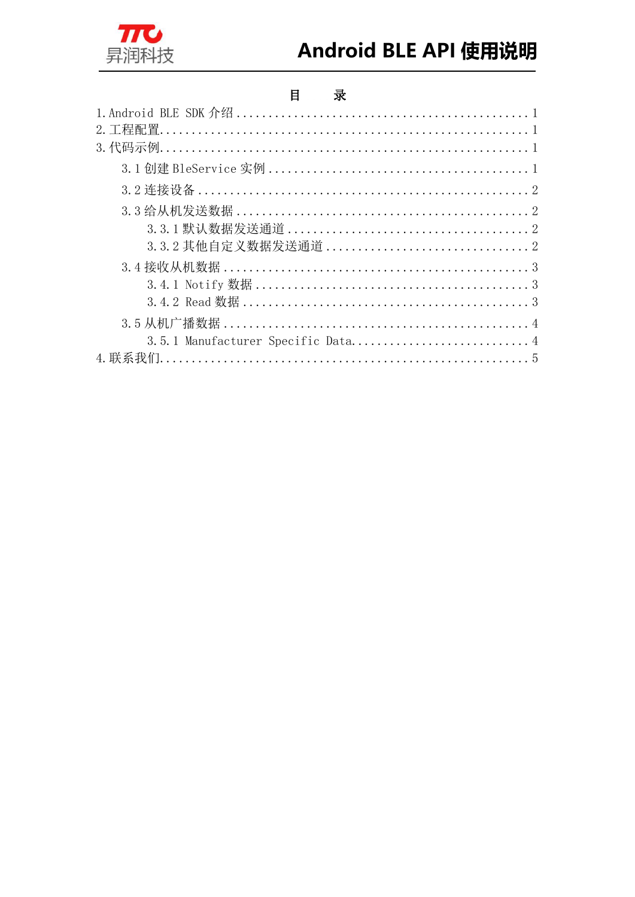# 目　　录

1. Android BLE SDK 介绍 ........................................ 1
2. 工程配置 ........................................ 1
3. 代码示例 ........................................ 1
    - 3.1 创建 BleService 实例 ........................................ 1
    - 3.2 连接设备 ........................................ 2
    - 3.3 给从机发送数据 ........................................ 2
        - 3.3.1 默认数据发送通道 ........................................ 2
        - 3.3.2 其他自定义数据发送通道 ........................................ 2
    - 3.4 接收从机数据 ........................................ 3
        - 3.4.1 Notify 数据 ........................................ 3
        - 3.4.2 Read 数据 ........................................ 3
    - 3.5 从机广播数据 ........................................ 4
        - 3.5.1 Manufacturer Specific Data ........................................ 4
4. 联系我们 ........................................ 5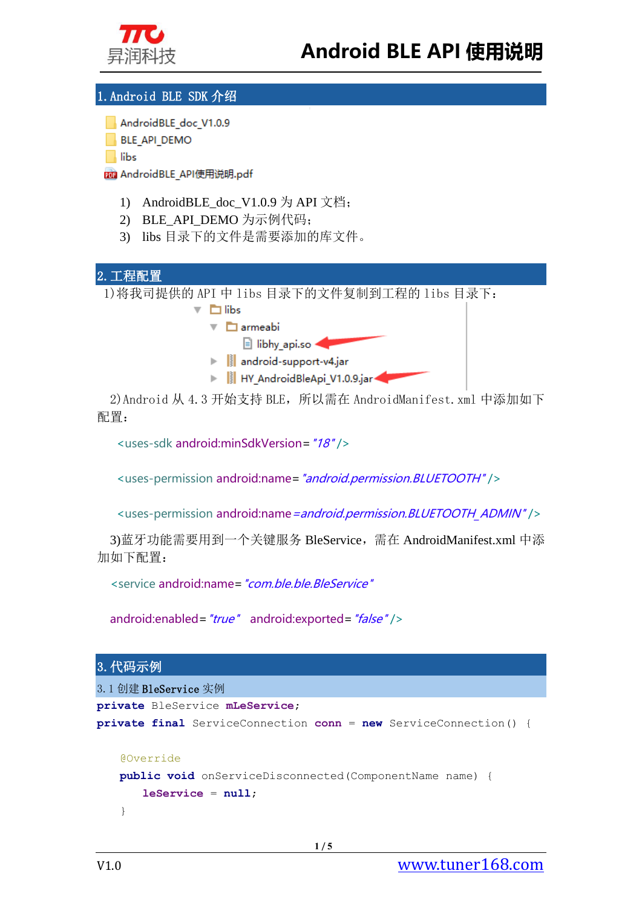## 1. Android BLE SDK 介绍

- AndroidBLE_doc_V1.0.9
- BLE_API_DEMO
- libs
- AndroidBLE_API使用说明.pdf

1) AndroidBLE_doc_V1.0.9 为 API 文档；
2) BLE_API_DEMO 为示例代码；
3) libs 目录下的文件是需要添加的库文件。

## 2. 工程配置

1)将我司提供的 API 中 libs 目录下的文件复制到工程的 libs 目录下：

```
libs
  armeabi
    libhy_api.so
  android-support-v4.jar
  HY_AndroidBleApi_V1.0.9.jar
```

2)Android 从 4.3 开始支持 BLE，所以需在 AndroidManifest.xml 中添加如下配置：

```xml
<uses-sdk android:minSdkVersion="18"/>

<uses-permission android:name="android.permission.BLUETOOTH"/>

<uses-permission android:name=android.permission.BLUETOOTH_ADMIN"/>
```

3)蓝牙功能需要用到一个关键服务 BleService，需在 AndroidManifest.xml 中添加如下配置：

```xml
<service android:name="com.ble.ble.BleService"

android:enabled="true"  android:exported="false"/>
```

## 3. 代码示例

### 3.1 创建 BleService 实例

```java
private BleService mLeService;
private final ServiceConnection conn = new ServiceConnection() {

    @Override
    public void onServiceDisconnected(ComponentName name) {
        leService = null;
    }
```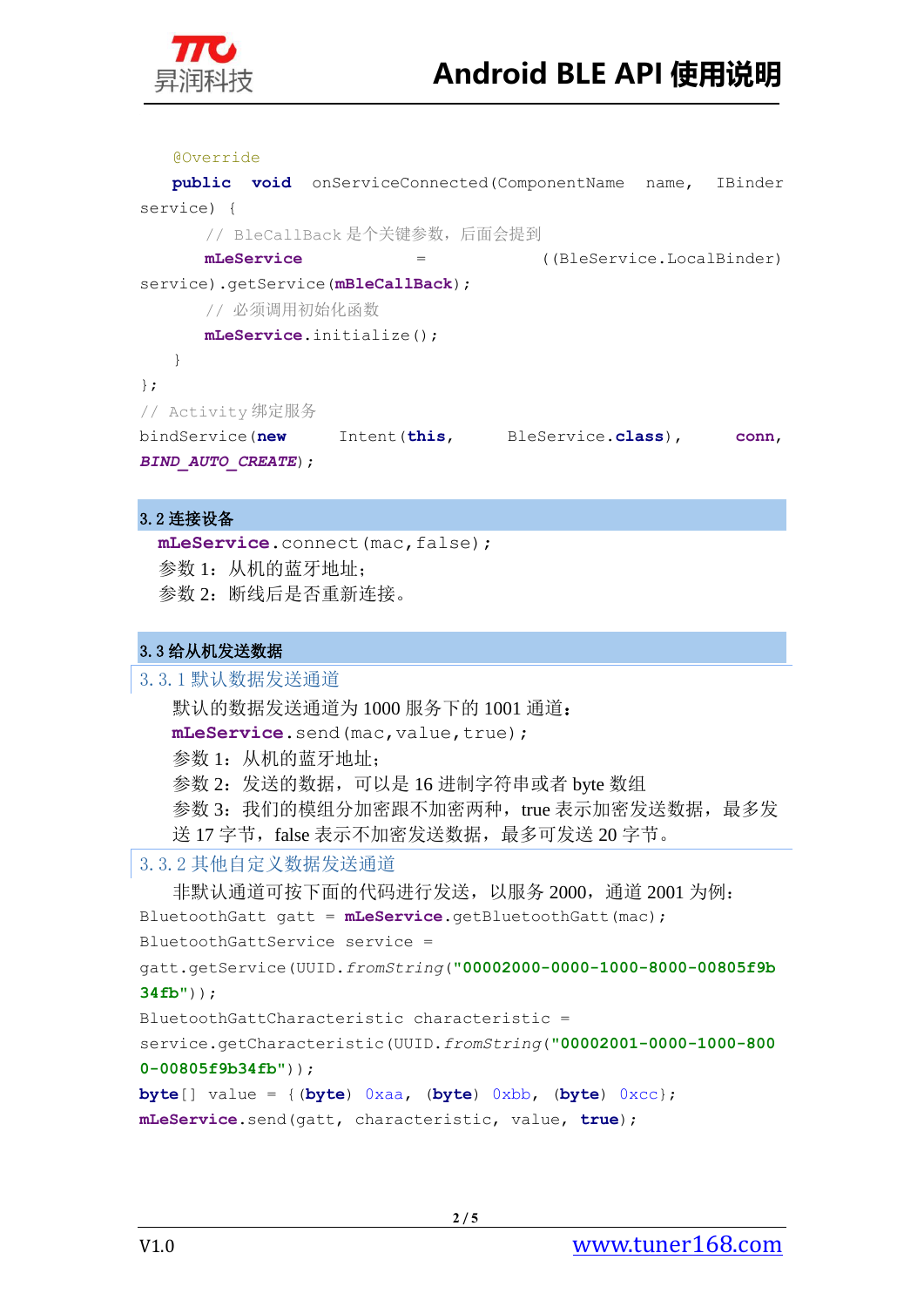```java
    @Override
    public void onServiceConnected(ComponentName name, IBinder service) {
        // BleCallBack 是个关键参数，后面会提到
        mLeService = ((BleService.LocalBinder) service).getService(mBleCallBack);
        // 必须调用初始化函数
        mLeService.initialize();
    }
};
// Activity 绑定服务
bindService(new Intent(this, BleService.class), conn, BIND_AUTO_CREATE);
```

## 3.2 连接设备

```java
mLeService.connect(mac,false);
```

参数 1：从机的蓝牙地址；

参数 2：断线后是否重新连接。

## 3.3 给从机发送数据

### 3.3.1 默认数据发送通道

默认的数据发送通道为 1000 服务下的 1001 通道：

```java
mLeService.send(mac,value,true);
```

参数 1：从机的蓝牙地址；

参数 2：发送的数据，可以是 16 进制字符串或者 byte 数组

参数 3：我们的模组分加密跟不加密两种，true 表示加密发送数据，最多发送 17 字节，false 表示不加密发送数据，最多可发送 20 字节。

### 3.3.2 其他自定义数据发送通道

非默认通道可按下面的代码进行发送，以服务 2000，通道 2001 为例：

```java
BluetoothGatt gatt = mLeService.getBluetoothGatt(mac);
BluetoothGattService service = gatt.getService(UUID.fromString("00002000-0000-1000-8000-00805f9b34fb"));
BluetoothGattCharacteristic characteristic = service.getCharacteristic(UUID.fromString("00002001-0000-1000-8000-00805f9b34fb"));
byte[] value = {(byte) 0xaa, (byte) 0xbb, (byte) 0xcc};
mLeService.send(gatt, characteristic, value, true);
```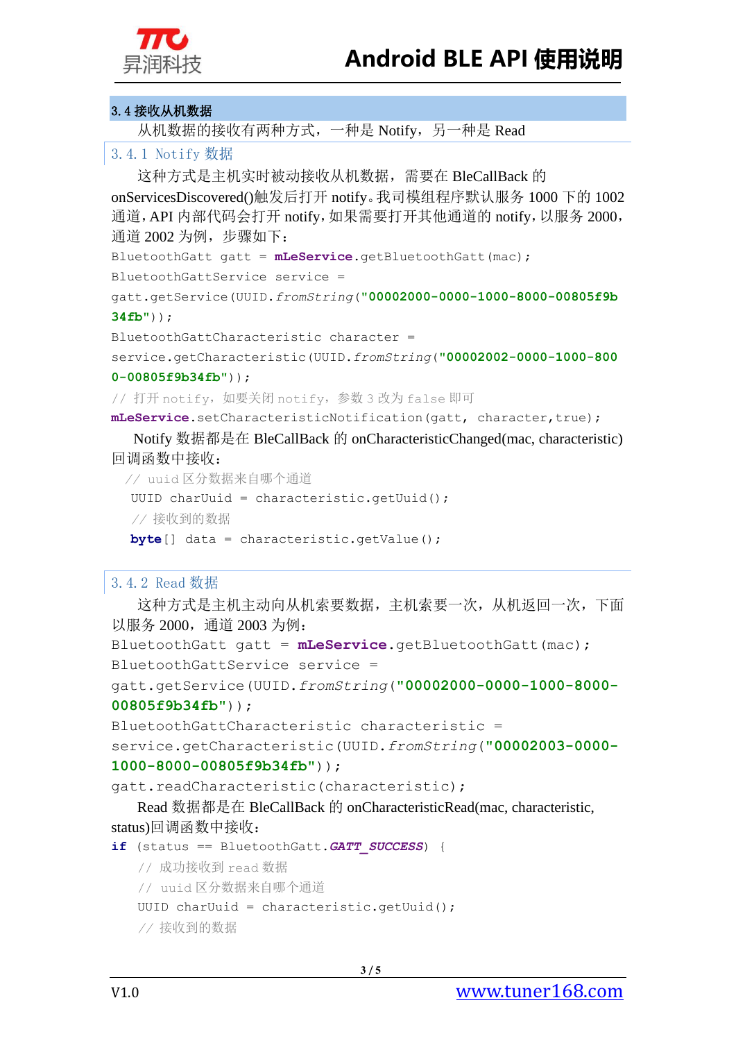### 3.4 接收从机数据

从机数据的接收有两种方式，一种是 Notify，另一种是 Read

#### 3.4.1 Notify 数据

这种方式是主机实时被动接收从机数据，需要在 BleCallBack 的 onServicesDiscovered()触发后打开 notify。我司模组程序默认服务 1000 下的 1002 通道，API 内部代码会打开 notify，如果需要打开其他通道的 notify，以服务 2000，通道 2002 为例，步骤如下：

```
BluetoothGatt gatt = mLeService.getBluetoothGatt(mac);
BluetoothGattService service =
gatt.getService(UUID.fromString("00002000-0000-1000-8000-00805f9b34fb"));
BluetoothGattCharacteristic character =
service.getCharacteristic(UUID.fromString("00002002-0000-1000-8000-00805f9b34fb"));
// 打开 notify，如要关闭 notify，参数 3 改为 false 即可
mLeService.setCharacteristicNotification(gatt, character,true);
```

Notify 数据都是在 BleCallBack 的 onCharacteristicChanged(mac, characteristic)回调函数中接收：

```
  // uuid 区分数据来自哪个通道
  UUID charUuid = characteristic.getUuid();
  // 接收到的数据
  byte[] data = characteristic.getValue();
```

#### 3.4.2 Read 数据

这种方式是主机主动向从机索要数据，主机索要一次，从机返回一次，下面以服务 2000，通道 2003 为例：

```
BluetoothGatt gatt = mLeService.getBluetoothGatt(mac);
BluetoothGattService service =
gatt.getService(UUID.fromString("00002000-0000-1000-8000-00805f9b34fb"));
BluetoothGattCharacteristic characteristic =
service.getCharacteristic(UUID.fromString("00002003-0000-1000-8000-00805f9b34fb"));
gatt.readCharacteristic(characteristic);
```

Read 数据都是在 BleCallBack 的 onCharacteristicRead(mac, characteristic, status)回调函数中接收：

```
if (status == BluetoothGatt.GATT_SUCCESS) {
    // 成功接收到 read 数据
    // uuid 区分数据来自哪个通道
    UUID charUuid = characteristic.getUuid();
    // 接收到的数据
```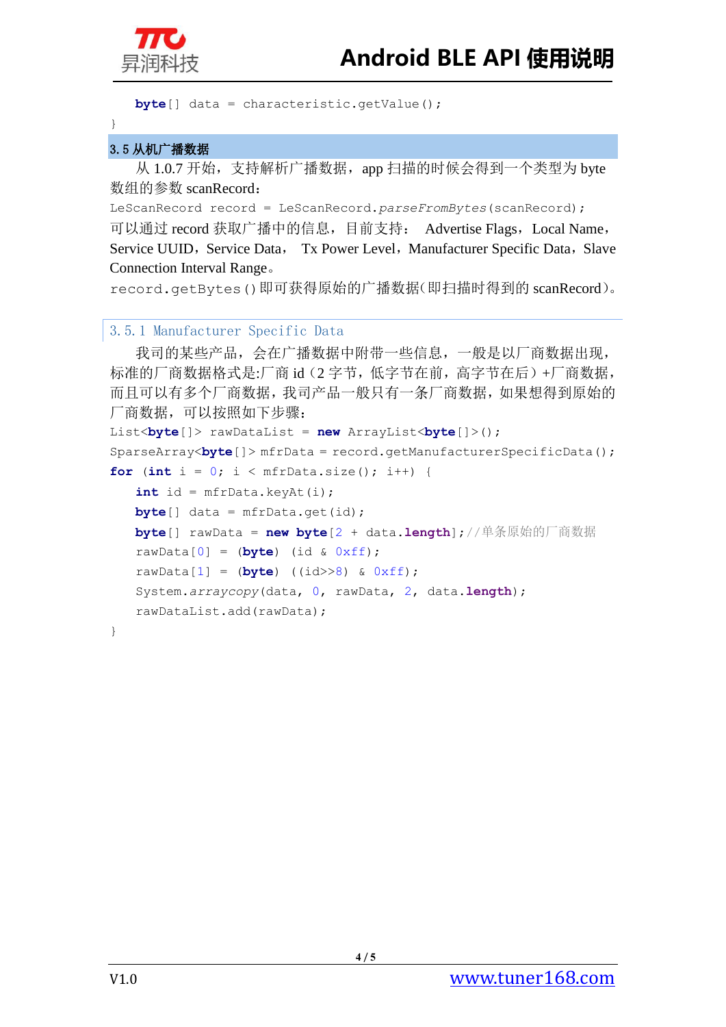```java
    byte[] data = characteristic.getValue();
}
```

## 3.5 从机广播数据

从 1.0.7 开始，支持解析广播数据，app 扫描的时候会得到一个类型为 byte 数组的参数 scanRecord：

```java
LeScanRecord record = LeScanRecord.parseFromBytes(scanRecord);
```

可以通过 record 获取广播中的信息，目前支持： Advertise Flags，Local Name，Service UUID，Service Data， Tx Power Level，Manufacturer Specific Data，Slave Connection Interval Range。

`record.getBytes()`即可获得原始的广播数据(即扫描时得到的 scanRecord)。

### 3.5.1 Manufacturer Specific Data

我司的某些产品，会在广播数据中附带一些信息，一般是以厂商数据出现，标准的厂商数据格式是:厂商 id（2 字节，低字节在前，高字节在后）+厂商数据，而且可以有多个厂商数据，我司产品一般只有一条厂商数据，如果想得到原始的厂商数据，可以按照如下步骤：

```java
List<byte[]> rawDataList = new ArrayList<byte[]>();
SparseArray<byte[]> mfrData = record.getManufacturerSpecificData();
for (int i = 0; i < mfrData.size(); i++) {
    int id = mfrData.keyAt(i);
    byte[] data = mfrData.get(id);
    byte[] rawData = new byte[2 + data.length];//单条原始的厂商数据
    rawData[0] = (byte) (id & 0xff);
    rawData[1] = (byte) ((id>>8) & 0xff);
    System.arraycopy(data, 0, rawData, 2, data.length);
    rawDataList.add(rawData);
}
```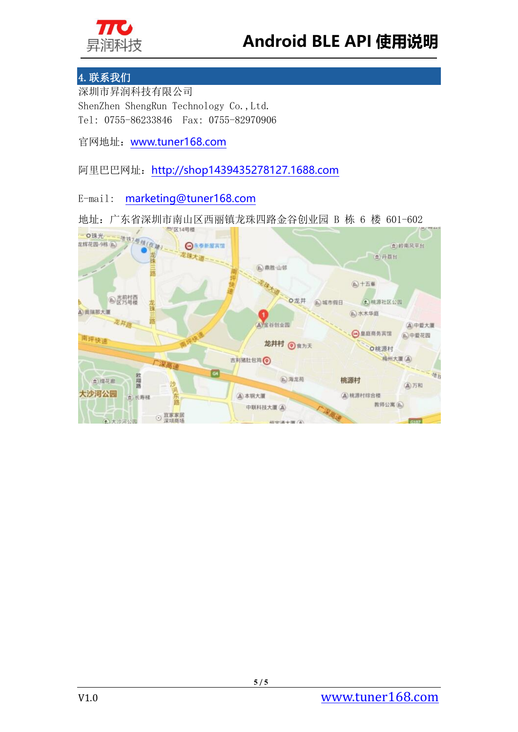## 4. 联系我们

深圳市昇润科技有限公司

ShenZhen ShengRun Technology Co.,Ltd.

Tel: 0755-86233846  Fax: 0755-82970906

官网地址：www.tuner168.com

阿里巴巴网址：http://shop1439435278127.1688.com

E-mail:  marketing@tuner168.com

地址：广东省深圳市南山区西丽镇龙珠四路金谷创业园 B 栋 6 楼 601-602